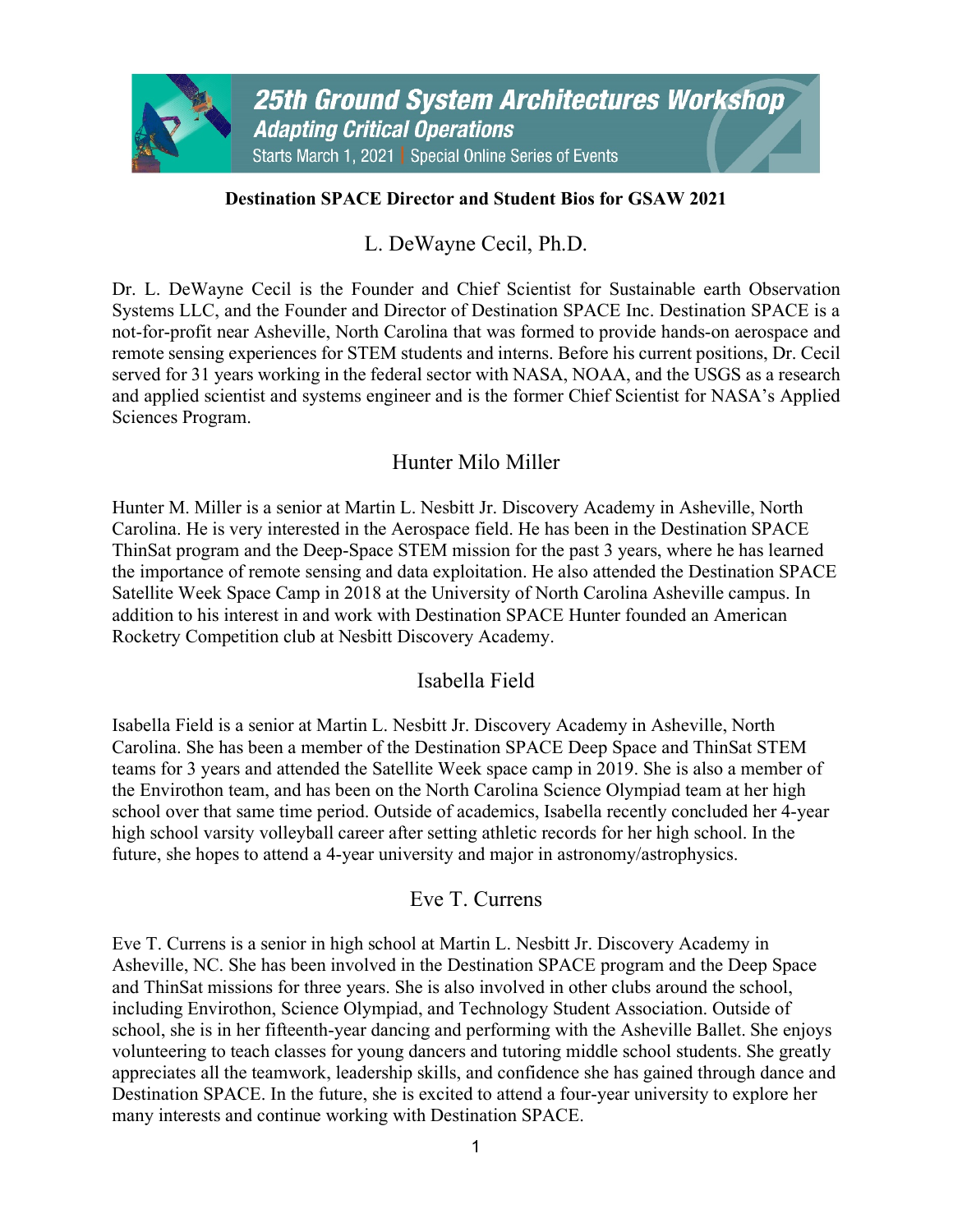**Destination SPACE Director and Student Bios for GSAW 2021**

## L. DeWayne Cecil, Ph.D.

Dr. L. DeWayne Cecil is the Founder and Chief Scientist for Sustainable earth Observation Systems LLC, and the Founder and Director of Destination SPACE Inc. Destination SPACE is a not-for-profit near Asheville, North Carolina that was formed to provide hands-on aerospace and remote sensing experiences for STEM students and interns. Before his current positions, Dr. Cecil served for 31 years working in the federal sector with NASA, NOAA, and the USGS as a research and applied scientist and systems engineer and is the former Chief Scientist for NASA's Applied Sciences Program.

## Hunter Milo Miller

Hunter M. Miller is a senior at Martin L. Nesbitt Jr. Discovery Academy in Asheville, North Carolina. He is very interested in the Aerospace field. He has been in the Destination SPACE ThinSat program and the Deep-Space STEM mission for the past 3 years, where he has learned the importance of remote sensing and data exploitation. He also attended the Destination SPACE Satellite Week Space Camp in 2018 at the University of North Carolina Asheville campus. In addition to his interest in and work with Destination SPACE Hunter founded an American Rocketry Competition club at Nesbitt Discovery Academy.

## Isabella Field

Isabella Field is a senior at Martin L. Nesbitt Jr. Discovery Academy in Asheville, North Carolina. She has been a member of the Destination SPACE Deep Space and ThinSat STEM teams for 3 years and attended the Satellite Week space camp in 2019. She is also a member of the Envirothon team, and has been on the North Carolina Science Olympiad team at her high school over that same time period. Outside of academics, Isabella recently concluded her 4-year high school varsity volleyball career after setting athletic records for her high school. In the future, she hopes to attend a 4-year university and major in astronomy/astrophysics.

## Eve T. Currens

Eve T. Currens is a senior in high school at Martin L. Nesbitt Jr. Discovery Academy in Asheville, NC. She has been involved in the Destination SPACE program and the Deep Space and ThinSat missions for three years. She is also involved in other clubs around the school, including Envirothon, Science Olympiad, and Technology Student Association. Outside of school, she is in her fifteenth-year dancing and performing with the Asheville Ballet. She enjoys volunteering to teach classes for young dancers and tutoring middle school students. She greatly appreciates all the teamwork, leadership skills, and confidence she has gained through dance and Destination SPACE. In the future, she is excited to attend a four-year university to explore her many interests and continue working with Destination SPACE.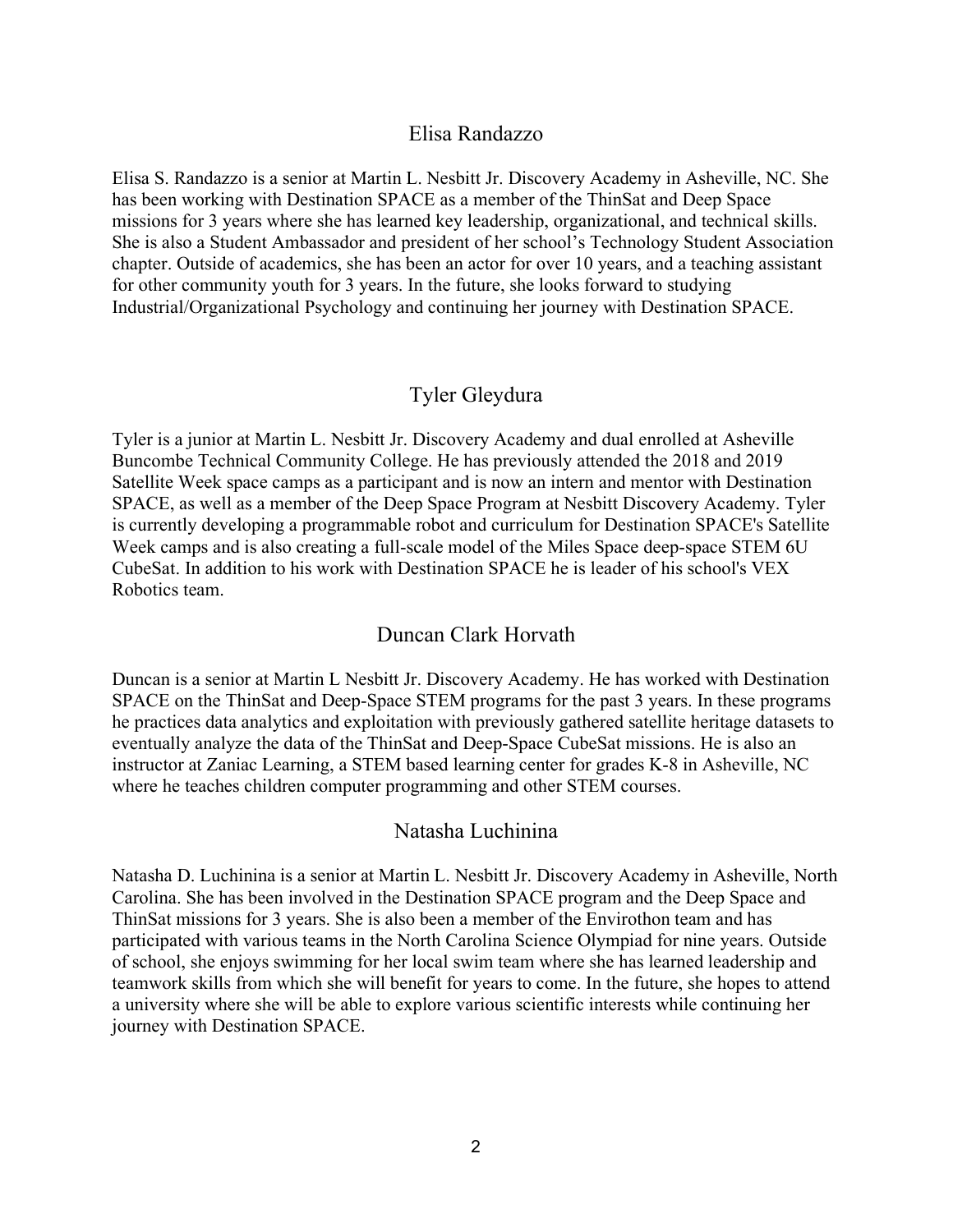## Elisa Randazzo

Elisa S. Randazzo is a senior at Martin L. Nesbitt Jr. Discovery Academy in Asheville, NC. She has been working with Destination SPACE as a member of the ThinSat and Deep Space missions for 3 years where she has learned key leadership, organizational, and technical skills. She is also a Student Ambassador and president of her school's Technology Student Association chapter. Outside of academics, she has been an actor for over 10 years, and a teaching assistant for other community youth for 3 years. In the future, she looks forward to studying Industrial/Organizational Psychology and continuing her journey with Destination SPACE.

## Tyler Gleydura

Tyler is a junior at Martin L. Nesbitt Jr. Discovery Academy and dual enrolled at Asheville Buncombe Technical Community College. He has previously attended the 2018 and 2019 Satellite Week space camps as a participant and is now an intern and mentor with Destination SPACE, as well as a member of the Deep Space Program at Nesbitt Discovery Academy. Tyler is currently developing a programmable robot and curriculum for Destination SPACE's Satellite Week camps and is also creating a full-scale model of the Miles Space deep-space STEM 6U CubeSat. In addition to his work with Destination SPACE he is leader of his school's VEX Robotics team.

## Duncan Clark Horvath

Duncan is a senior at Martin L Nesbitt Jr. Discovery Academy. He has worked with Destination SPACE on the ThinSat and Deep-Space STEM programs for the past 3 years. In these programs he practices data analytics and exploitation with previously gathered satellite heritage datasets to eventually analyze the data of the ThinSat and Deep-Space CubeSat missions. He is also an instructor at Zaniac Learning, a STEM based learning center for grades K-8 in Asheville, NC where he teaches children computer programming and other STEM courses.

## Natasha Luchinina

Natasha D. Luchinina is a senior at Martin L. Nesbitt Jr. Discovery Academy in Asheville, North Carolina. She has been involved in the Destination SPACE program and the Deep Space and ThinSat missions for 3 years. She is also been a member of the Envirothon team and has participated with various teams in the North Carolina Science Olympiad for nine years. Outside of school, she enjoys swimming for her local swim team where she has learned leadership and teamwork skills from which she will benefit for years to come. In the future, she hopes to attend a university where she will be able to explore various scientific interests while continuing her journey with Destination SPACE.